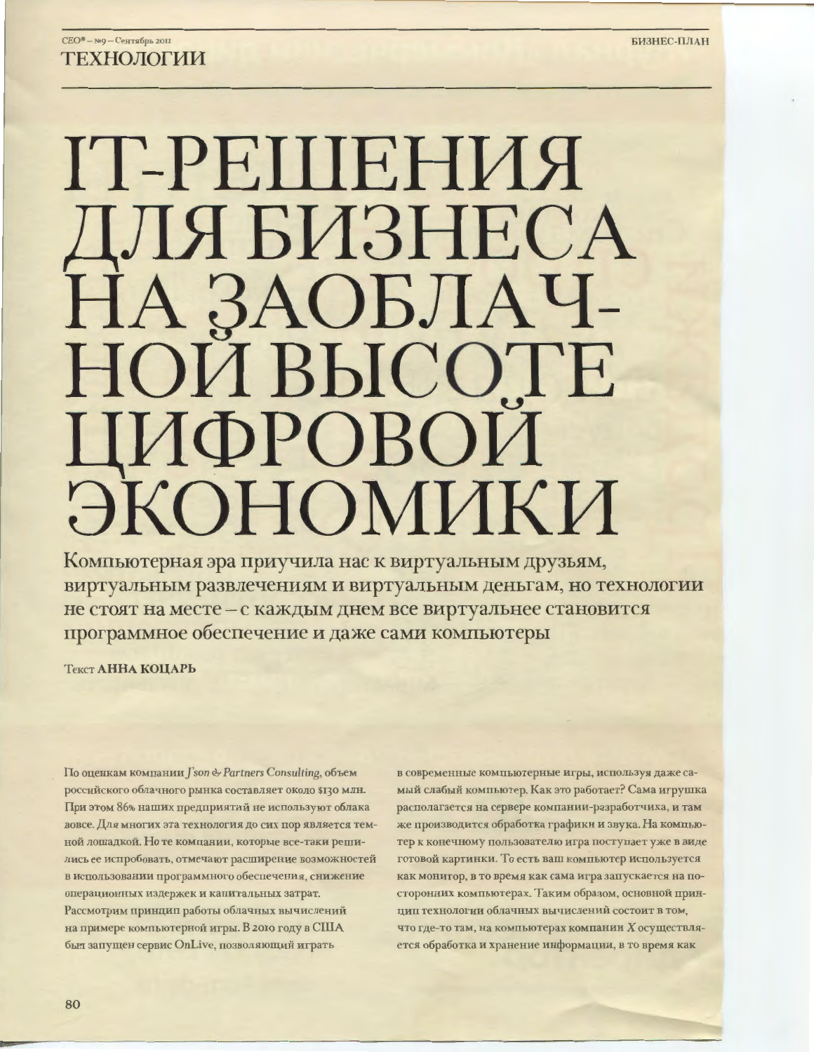# IT-РЕШЕНИЯ ДЛЯ БИЗНЕСА НА ЗАОБЛАЧНОЙ ВЫСОТЕ ЦИФРОВОЙ ЭКОНОМИКИ

**Компьютерная эра приучила нас к виртуальным друзьям, виртуальным развлечениям и виртуальным деньгам, но технологии не стоят на месте – с каждым днем все виртуальнее становится программное обеспечение и даже сами компьютеры**

Текст **АННА КОЦАРЬ**

По оценкам компании *J'son & Partners Consulting*, объем российского облачного рынка составляет около $130 млн. При этом 86% наших предприятий не используют облака вовсе. Для многих эта технология до сих пор является темной лошадкой. Но те компании, которые все-таки решились ее испробовать, отмечают расширение возможностей в использовании программного обеспечения, снижение операционных издержек и капитальных затрат. Рассмотрим принцип работы облачных вычислений на примере компьютерной игры. В 2010 году в США был запущен сервис OnLive, позволяющий играть в современные компьютерные игры, используя даже самый слабый компьютер. Как это работает? Сама игрушка располагается на сервере компании-разработчика, и там же производится обработка графики и звука. На компьютер к конечному пользователю игра поступает уже в виде готовой картинки. То есть ваш компьютер используется как монитор, в то время как сама игра запускается на посторонних компьютерах. Таким образом, основной принцип технологии облачных вычислений состоит в том, что где-то там, на компьютерах компании *X* осуществляется обработка и хранение информации, в то время как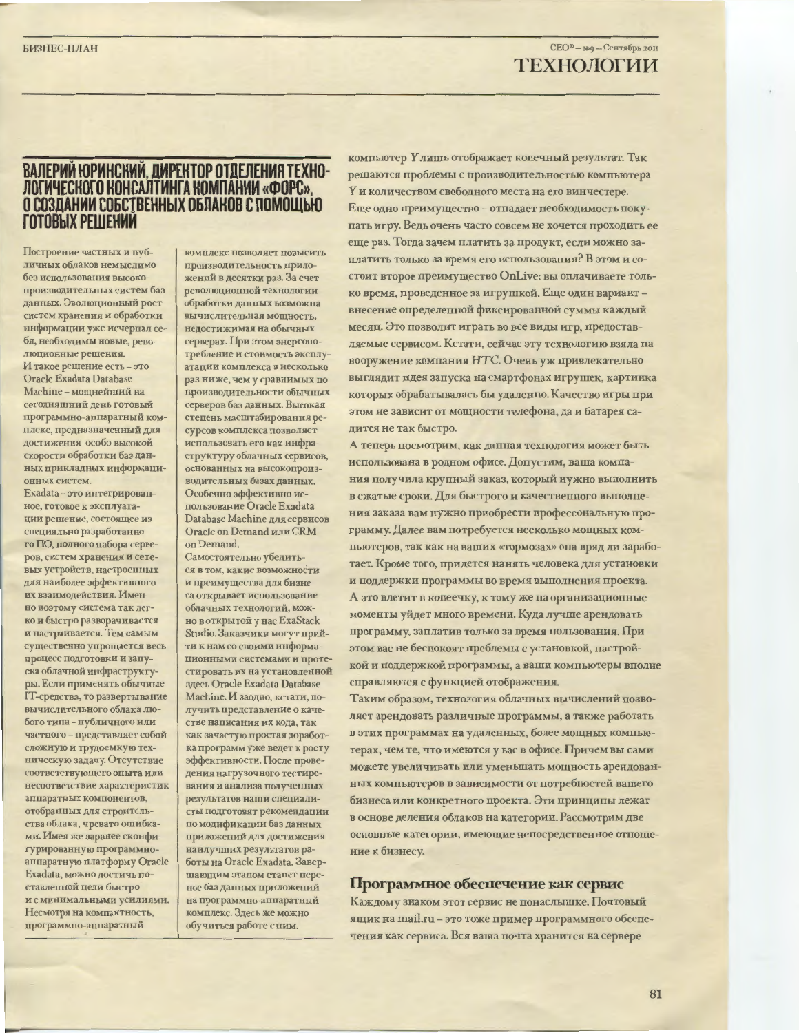## ВАЛЕРИЙ ЮРИНСКИЙ, ДИРЕКТОР ОТДЕЛЕНИЯ ТЕХНОЛОГИЧЕСКОГО КОНСАЛТИНГА КОМПАНИИ «ФОРС», О СОЗДАНИИ СОБСТВЕННЫХ ОБЛАКОВ С ПОМОЩЬЮ ГОТОВЫХ РЕШЕНИЙ

Построение частных и публичных облаков немыслимо без использования высокопроизводительных систем баз данных. Эволюционный рост систем хранения и обработки информации уже исчерпал себя, необходимы новые, революционные решения.

И такое решение есть – это Oracle Exadata Database Machine – мощнейший на сегодняшний день готовый программно-аппаратный комплекс, предназначенный для достижения особо высокой скорости обработки баз данных прикладных информационных систем.

Exadata – это интегрированное, готовое к эксплуатации решение, состоящее из специально разработанного ПО, полного набора серверов, систем хранения и сетевых устройств, настроенных для наиболее эффективного их взаимодействия. Именно поэтому система так легко и быстро разворачивается и настраивается. Тем самым существенно упрощается весь процесс подготовки и запуска облачной инфраструктуры. Если применять обычные IT-средства, то развертывание вычислительного облака любого типа – публичного или частного – представляет собой сложную и трудоемкую техническую задачу. Отсутствие соответствующего опыта или несоответствие характеристик аппаратных компонентов, отобранных для строительства облака, чревато ошибками. Имея же заранее сконфигурированную программно-аппаратную платформу Oracle Exadata, можно достичь поставленной цели быстро и с минимальными усилиями. Несмотря на компактность, программно-аппаратный комплекс позволяет повысить производительность приложений в десятки раз. За счет революционной технологии обработки данных возможна вычислительная мощность, недостижимая на обычных серверах. При этом энергопотребление и стоимость эксплуатации комплекса в несколько раз ниже, чем у сравнимых по производительности обычных серверов баз данных. Высокая степень масштабирования ресурсов комплекса позволяет использовать его как инфраструктуру облачных сервисов, основанных на высокопроизводительных базах данных. Особенно эффективно использование Oracle Exadata Database Machine для сервисов Oracle on Demand или CRM on Demand.

Самостоятельно убедиться в том, какие возможности и преимущества для бизнеса открывает использование облачных технологий, можно в открытой у нас ExaStack Studio. Заказчики могут прийти к нам со своими информационными системами и протестировать их на установленной здесь Oracle Exadata Database Machine. И заодно, кстати, получить представление о качестве написания их кода, так как зачастую простая доработка программ уже ведет к росту эффективности. После проведения нагрузочного тестирования и анализа полученных результатов наши специалисты подготовят рекомендации по модификации баз данных приложений для достижения наилучших результатов работы на Oracle Exadata. Завершающим этапом станет перенос баз данных приложений на программно-аппаратный комплекс. Здесь же можно обучиться работе с ним.

компьютер Y лишь отображает конечный результат. Так решаются проблемы с производительностью компьютера Y и количеством свободного места на его винчестере.

Еще одно преимущество – отпадает необходимость покупать игру. Ведь очень часто совсем не хочется проходить ее еще раз. Тогда зачем платить за продукт, если можно заплатить только за время его использования? В этом и состоит второе преимущество OnLive: вы оплачиваете только время, проведенное за игрушкой. Еще один вариант – внесение определенной фиксированной суммы каждый месяц. Это позволит играть во все виды игр, предоставляемые сервисом. Кстати, сейчас эту технологию взяла на вооружение компания HTC. Очень уж привлекательно выглядит идея запуска на смартфонах игрушек, картинка которых обрабатывалась бы удаленно. Качество игры при этом не зависит от мощности телефона, да и батарея садится не так быстро.

А теперь посмотрим, как данная технология может быть использована в родном офисе. Допустим, ваша компания получила крупный заказ, который нужно выполнить в сжатые сроки. Для быстрого и качественного выполнения заказа вам нужно приобрести профессональную программу. Далее вам потребуется несколько мощных компьютеров, так как на ваших «тормозах» она вряд ли заработает. Кроме того, придется нанять человека для установки и поддержки программы во время выполнения проекта. А это влетит в копеечку, к тому же на организационные моменты уйдет много времени. Куда лучше арендовать программу, заплатив только за время пользования. При этом вас не беспокоят проблемы с установкой, настройкой и поддержкой программы, а ваши компьютеры вполне справляются с функцией отображения.

Таким образом, технология облачных вычислений позволяет арендовать различные программы, а также работать в этих программах на удаленных, более мощных компьютерах, чем те, что имеются у вас в офисе. Причем вы сами можете увеличивать или уменьшать мощность арендованных компьютеров в зависимости от потребностей вашего бизнеса или конкретного проекта. Эти принципы лежат в основе деления облаков на категории. Рассмотрим две основные категории, имеющие непосредственное отношение к бизнесу.

### Программное обеспечение как сервис

Каждому знаком этот сервис не понаслышке. Почтовый ящик на mail.ru – это тоже пример программного обеспечения как сервиса. Вся ваша почта хранится на сервере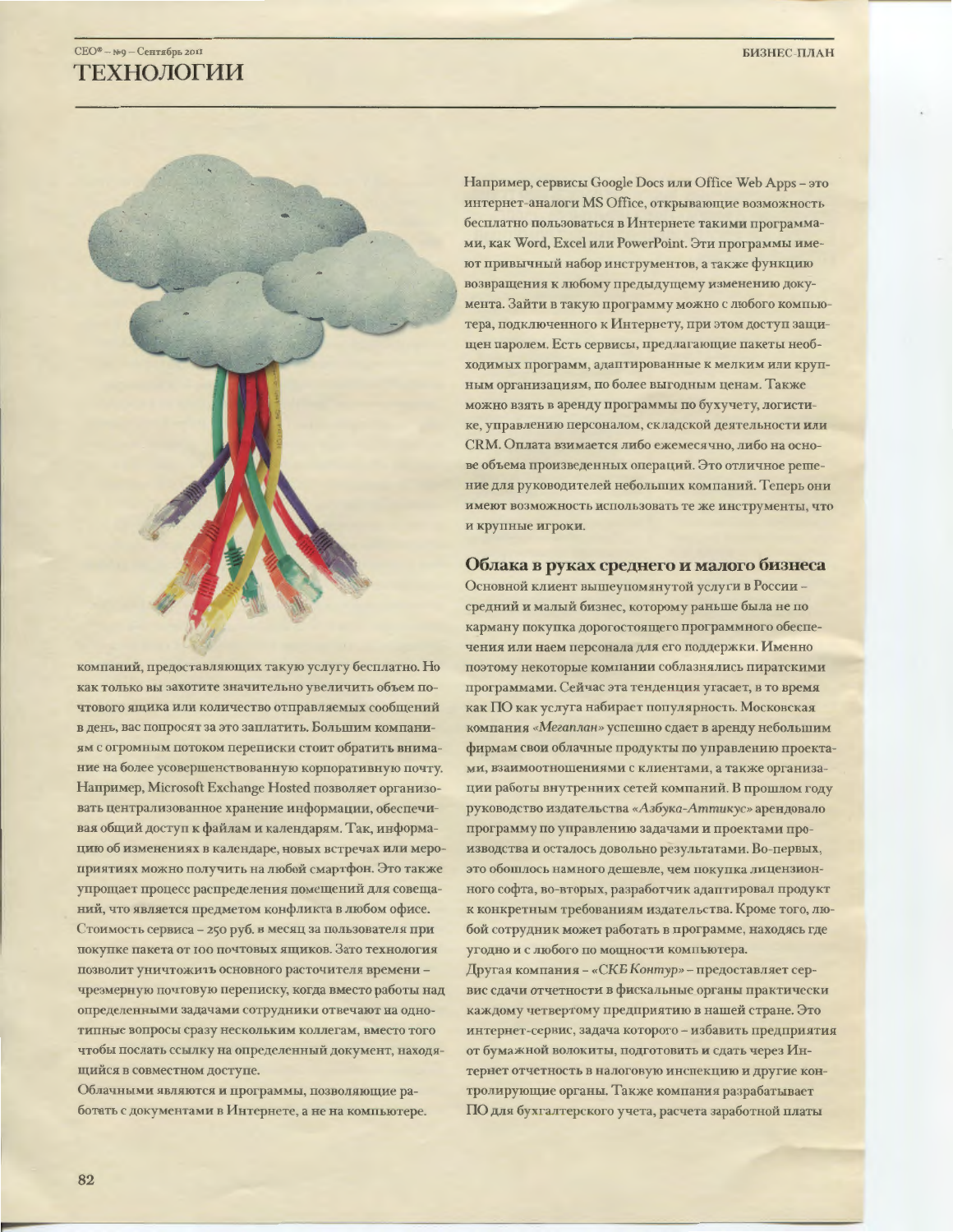компаний, предоставляющих такую услугу бесплатно. Но как только вы захотите значительно увеличить объем почтового ящика или количество отправляемых сообщений в день, вас попросят за это заплатить. Большим компаниям с огромным потоком переписки стоит обратить внимание на более усовершенствованную корпоративную почту. Например, Microsoft Exchange Hosted позволяет организовать централизованное хранение информации, обеспечивая общий доступ к файлам и календарям. Так, информацию об изменениях в календаре, новых встречах или мероприятиях можно получить на любой смартфон. Это также упрощает процесс распределения помещений для совещаний, что является предметом конфликта в любом офисе. Стоимость сервиса – 250 руб. в месяц за пользователя при покупке пакета от 100 почтовых ящиков. Зато технология позволит уничтожить основного расточителя времени – чрезмерную почтовую переписку, когда вместо работы над определенными задачами сотрудники отвечают на однотипные вопросы сразу нескольким коллегам, вместо того чтобы послать ссылку на определенный документ, находящийся в совместном доступе.

Облачными являются и программы, позволяющие работать с документами в Интернете, а не на компьютере. Например, сервисы Google Docs или Office Web Apps – это интернет-аналоги MS Office, открывающие возможность бесплатно пользоваться в Интернете такими программами, как Word, Excel или PowerPoint. Эти программы имеют привычный набор инструментов, а также функцию возвращения к любому предыдущему изменению документа. Зайти в такую программу можно с любого компьютера, подключенного к Интернету, при этом доступ защищен паролем. Есть сервисы, предлагающие пакеты необходимых программ, адаптированные к мелким или крупным организациям, по более выгодным ценам. Также можно взять в аренду программы по бухучету, логистике, управлению персоналом, складской деятельности или CRM. Оплата взимается либо ежемесячно, либо на основе объема произведенных операций. Это отличное решение для руководителей небольших компаний. Теперь они имеют возможность использовать те же инструменты, что и крупные игроки.

## Облака в руках среднего и малого бизнеса

Основной клиент вышеупомянутой услуги в России – средний и малый бизнес, которому раньше была не по карману покупка дорогостоящего программного обеспечения или наем персонала для его поддержки. Именно поэтому некоторые компании соблазнялись пиратскими программами. Сейчас эта тенденция угасает, в то время как ПО как услуга набирает популярность. Московская компания *«Мегаплан»* успешно сдает в аренду небольшим фирмам свои облачные продукты по управлению проектами, взаимоотношениями с клиентами, а также организации работы внутренних сетей компаний. В прошлом году руководство издательства *«Азбука-Аттикус»* арендовало программу по управлению задачами и проектами производства и осталось довольно результатами. Во-первых, это обошлось намного дешевле, чем покупка лицензионного софта, во-вторых, разработчик адаптировал продукт к конкретным требованиям издательства. Кроме того, любой сотрудник может работать в программе, находясь где угодно и с любого по мощности компьютера.

Другая компания – *«СКБ Контур»* – предоставляет сервис сдачи отчетности в фискальные органы практически каждому четвертому предприятию в нашей стране. Это интернет-сервис, задача которого – избавить предприятия от бумажной волокиты, подготовить и сдать через Интернет отчетность в налоговую инспекцию и другие контролирующие органы. Также компания разрабатывает ПО для бухгалтерского учета, расчета заработной платы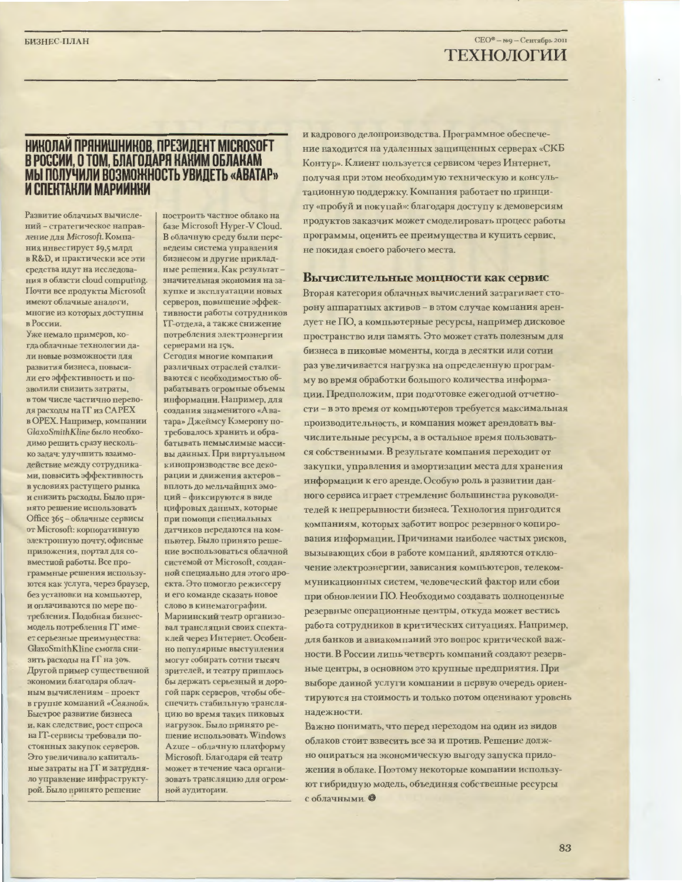## НИКОЛАЙ ПРЯНИШНИКОВ, ПРЕЗИДЕНТ MICROSOFT В РОССИИ, О ТОМ, БЛАГОДАРЯ КАКИМ ОБЛАКАМ МЫ ПОЛУЧИЛИ ВОЗМОЖНОСТЬ УВИДЕТЬ «АВАТАР» И СПЕКТАКЛИ МАРИИНКИ

Развитие облачных вычислений – стратегическое направление для *Microsoft*. Компания инвестирует $9,5 млрд в R&D, и практически все эти средства идут на исследования в области cloud computing. Почти все продукты Microsoft имеют облачные аналоги, многие из которых доступны в России.

Уже немало примеров, когда облачные технологии дали новые возможности для развития бизнеса, повысили его эффективность и позволили снизить затраты, в том числе частично перевода расходы на IT из CAPEX в OPEX. Например, компании *GlaxoSmithKline* было необходимо решить сразу несколько задач: улучшить взаимодействие между сотрудниками, повысить эффективность в условиях растущего рынка и снизить расходы. Было принято решение использовать Office 365 – облачные сервисы от Microsoft: корпоративную электронную почту, офисные приложения, портал для совместной работы. Все программные решения используются как услуга, через браузер, без установки на компьютер, и оплачиваются по мере потребления. Подобная бизнес-модель потребления IT имеет серьезные преимущества: GlaxoSmithKline смогла снизить расходы на IT на 30%. Другой пример существенной экономии благодаря облачным вычислениям – проект в группе компаний *«Связной»*. Быстрое развитие бизнеса и, как следствие, рост спроса на IT-сервисы требовали постоянных закупок серверов. Это увеличивало капитальные затраты на IT и затрудняло управление инфраструктурой. Было принято решение построить частное облако на базе Microsoft Hyper-V Cloud. В облачную среду были переведены система управления бизнесом и другие прикладные решения. Как результат – значительная экономия на закупке и эксплуатации новых серверов, повышение эффективности работы сотрудников IT-отдела, а также снижение потребления электроэнергии серверами на 15%.

Сегодня многие компании различных отраслей сталкиваются с необходимостью обрабатывать огромные объемы информации. Например, для создания знаменитого «Аватара» Джеймсу Кэмерону потребовалось хранить и обрабатывать немыслимые массивы данных. При виртуальном кинопроизводстве все декорации и движения актеров – вплоть до мельчайших эмоций – фиксируются в виде цифровых данных, которые при помощи специальных датчиков передаются на компьютер. Было принято решение воспользоваться облачной системой от Microsoft, созданной специально для этого проекта. Это помогло режиссеру и его команде сказать новое слово в кинематографии.

Мариинский театр организовал трансляции своих спектаклей через Интернет. Особенно популярные выступления могут собирать сотни тысяч зрителей, и театру пришлось бы держать серьезный и дорогой парк серверов, чтобы обеспечить стабильную трансляцию во время таких пиковых нагрузок. Было принято решение использовать Windows Azure – облачную платформу Microsoft. Благодаря ей театр может в течение часа организовать трансляцию для огромной аудитории.

и кадрового делопроизводства. Программное обеспечение находится на удаленных защищенных серверах «СКБ Контур». Клиент пользуется сервисом через Интернет, получая при этом необходимую техническую и консультационную поддержку. Компания работает по принципу «пробуй и покупай»: благодаря доступу к демоверсиям продуктов заказчик может смоделировать процесс работы программы, оценить ее преимущества и купить сервис, не покидая своего рабочего места.

### Вычислительные мощности как сервис

Вторая категория облачных вычислений затрагивает сторону аппаратных активов – в этом случае компания арендует не ПО, а компьютерные ресурсы, например дисковое пространство или память. Это может стать полезным для бизнеса в пиковые моменты, когда в десятки или сотни раз увеличивается нагрузка на определенную программу во время обработки большого количества информации. Предположим, при подготовке ежегодной отчетности – в это время от компьютеров требуется максимальная производительность, и компания может арендовать вычислительные ресурсы, а в остальное время пользоваться собственными. В результате компания переходит от закупки, управления и амортизации места для хранения информации к его аренде. Особую роль в развитии данного сервиса играет стремление большинства руководителей к непрерывности бизнеса. Технология пригодится компаниям, которых заботит вопрос резервного копирования информации. Причинами наиболее частых рисков, вызывающих сбои в работе компаний, являются отключение электроэнергии, зависания компьютеров, телекоммуникационных систем, человеческий фактор или сбои при обновлении ПО. Необходимо создавать полноценные резервные операционные центры, откуда может вестись работа сотрудников в критических ситуациях. Например, для банков и авиакомпаний это вопрос критической важности. В России лишь четверть компаний создают резервные центры, в основном это крупные предприятия. При выборе данной услуги компании в первую очередь ориентируются на стоимость и только потом оценивают уровень надежности.

Важно понимать, что перед переходом на один из видов облаков стоит взвесить все за и против. Решение должно опираться на экономическую выгоду запуска приложения в облаке. Поэтому некоторые компании используют гибридную модель, объединяя собственные ресурсы с облачными.